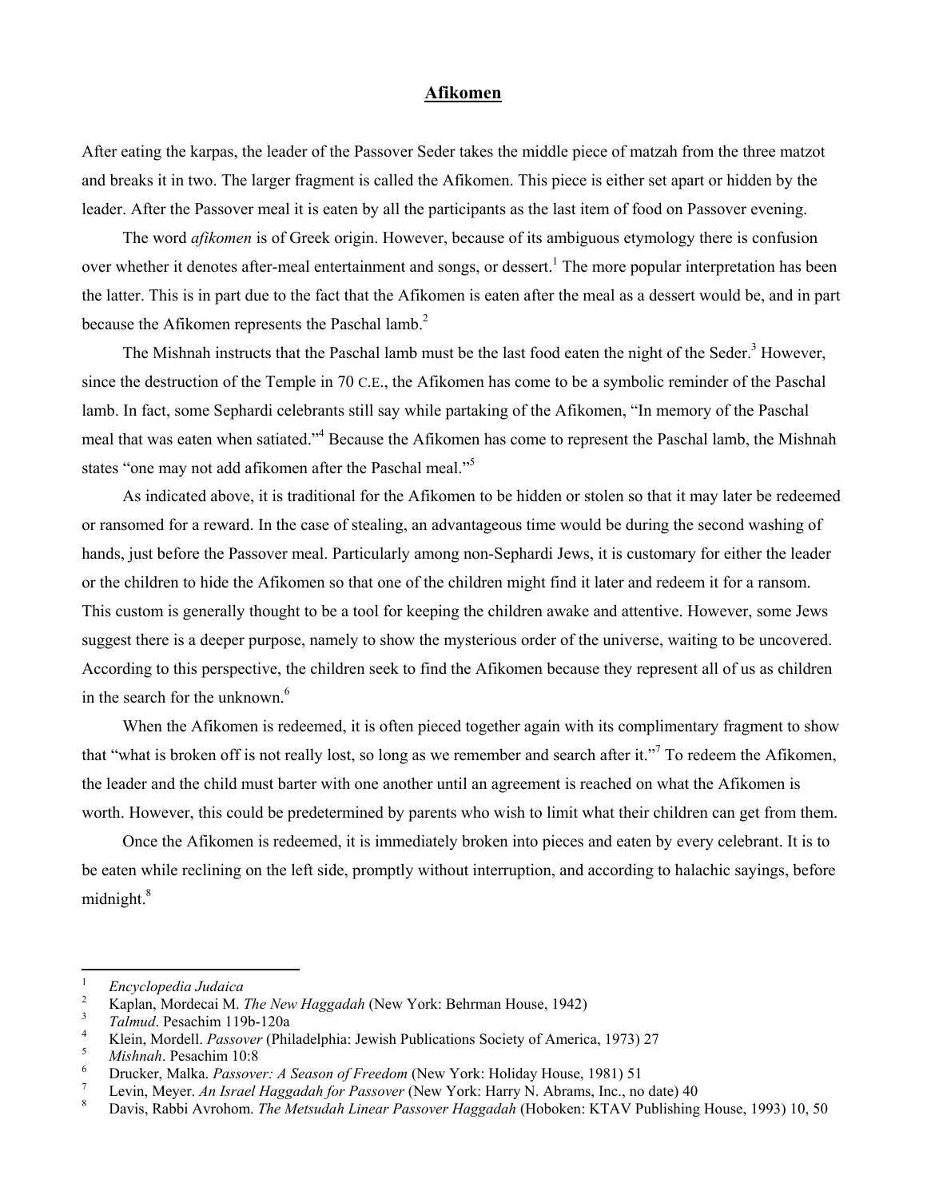# **Afikomen**

After eating the karpas, the leader of the Passover Seder takes the middle piece of matzah from the three matzot and breaks it in two. The larger fragment is called the Afikomen. This piece is either set apart or hidden by the leader. After the Passover meal it is eaten by all the participants as the last item of food on Passover evening.

The word *afikomen* is of Greek origin. However, because of its ambiguous etymology there is confusion over whether it denotes after-meal entertainment and songs, or dessert.[1] The more popular interpretation has been the latter. This is in part due to the fact that the Afikomen is eaten after the meal as a dessert would be, and in part because the Afikomen represents the Paschal lamb.[2]

The Mishnah instructs that the Paschal lamb must be the last food eaten the night of the Seder.[3] However, since the destruction of the Temple in 70 C.E., the Afikomen has come to be a symbolic reminder of the Paschal lamb. In fact, some Sephardi celebrants still say while partaking of the Afikomen, "In memory of the Paschal meal that was eaten when satiated."[4] Because the Afikomen has come to represent the Paschal lamb, the Mishnah states "one may not add afikomen after the Paschal meal."[5]

As indicated above, it is traditional for the Afikomen to be hidden or stolen so that it may later be redeemed or ransomed for a reward. In the case of stealing, an advantageous time would be during the second washing of hands, just before the Passover meal. Particularly among non-Sephardi Jews, it is customary for either the leader or the children to hide the Afikomen so that one of the children might find it later and redeem it for a ransom. This custom is generally thought to be a tool for keeping the children awake and attentive. However, some Jews suggest there is a deeper purpose, namely to show the mysterious order of the universe, waiting to be uncovered. According to this perspective, the children seek to find the Afikomen because they represent all of us as children in the search for the unknown.[6]

When the Afikomen is redeemed, it is often pieced together again with its complimentary fragment to show that "what is broken off is not really lost, so long as we remember and search after it."[7] To redeem the Afikomen, the leader and the child must barter with one another until an agreement is reached on what the Afikomen is worth. However, this could be predetermined by parents who wish to limit what their children can get from them.

Once the Afikomen is redeemed, it is immediately broken into pieces and eaten by every celebrant. It is to be eaten while reclining on the left side, promptly without interruption, and according to halachic sayings, before midnight.[8]

---

[1] *Encyclopedia Judaica*

[2] Kaplan, Mordecai M. *The New Haggadah* (New York: Behrman House, 1942)

[3] *Talmud*. Pesachim 119b-120a

[4] Klein, Mordell. *Passover* (Philadelphia: Jewish Publications Society of America, 1973) 27

[5] *Mishnah*. Pesachim 10:8

[6] Drucker, Malka. *Passover: A Season of Freedom* (New York: Holiday House, 1981) 51

[7] Levin, Meyer. *An Israel Haggadah for Passover* (New York: Harry N. Abrams, Inc., no date) 40

[8] Davis, Rabbi Avrohom. *The Metsudah Linear Passover Haggadah* (Hoboken: KTAV Publishing House, 1993) 10, 50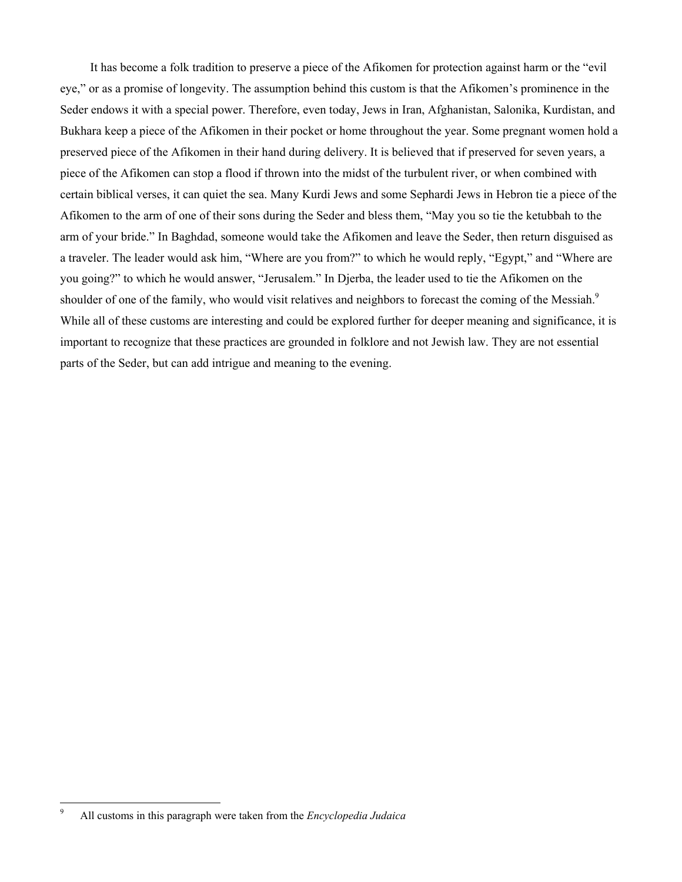It has become a folk tradition to preserve a piece of the Afikomen for protection against harm or the "evil eye," or as a promise of longevity. The assumption behind this custom is that the Afikomen's prominence in the Seder endows it with a special power. Therefore, even today, Jews in Iran, Afghanistan, Salonika, Kurdistan, and Bukhara keep a piece of the Afikomen in their pocket or home throughout the year. Some pregnant women hold a preserved piece of the Afikomen in their hand during delivery. It is believed that if preserved for seven years, a piece of the Afikomen can stop a flood if thrown into the midst of the turbulent river, or when combined with certain biblical verses, it can quiet the sea. Many Kurdi Jews and some Sephardi Jews in Hebron tie a piece of the Afikomen to the arm of one of their sons during the Seder and bless them, "May you so tie the ketubbah to the arm of your bride." In Baghdad, someone would take the Afikomen and leave the Seder, then return disguised as a traveler. The leader would ask him, "Where are you from?" to which he would reply, "Egypt," and "Where are you going?" to which he would answer, "Jerusalem." In Djerba, the leader used to tie the Afikomen on the shoulder of one of the family, who would visit relatives and neighbors to forecast the coming of the Messiah.[9] While all of these customs are interesting and could be explored further for deeper meaning and significance, it is important to recognize that these practices are grounded in folklore and not Jewish law. They are not essential parts of the Seder, but can add intrigue and meaning to the evening.

---

[9] All customs in this paragraph were taken from the *Encyclopedia Judaica*